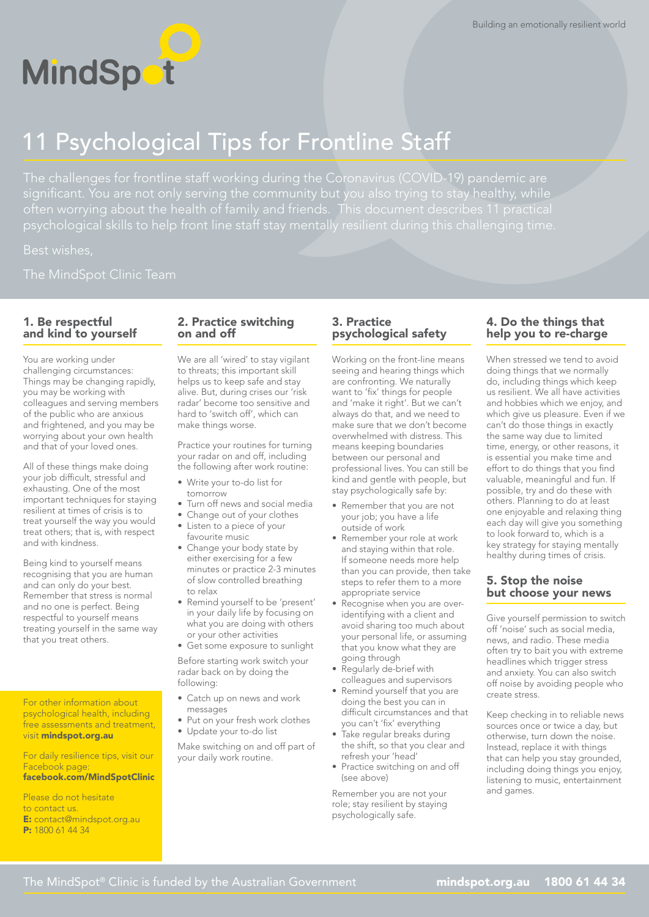MindSpot

Building an emotionally resilient world

# 11 Psychological Tips for Frontline Staff

The challenges for frontline staff working during the Coronavirus (COVID-19) pandemic are significant. You are not only serving the community but you also trying to stay healthy, while often worrying about the health of family and friends. This document describes 11 practical psychological skills to help front line staff stay mentally resilient during this challenging time.

Best wishes,

The MindSpot Clinic Team

## 1. Be respectful and kind to yourself

You are working under challenging circumstances: Things may be changing rapidly, you may be working with colleagues and serving members of the public who are anxious and frightened, and you may be worrying about your own health and that of your loved ones.

All of these things make doing your job difficult, stressful and exhausting. One of the most important techniques for staying resilient at times of crisis is to treat yourself the way you would treat others; that is, with respect and with kindness.

Being kind to yourself means recognising that you are human and can only do your best. Remember that stress is normal and no one is perfect. Being respectful to yourself means treating yourself in the same way that you treat others.

For other information about psychological health, including free assessments and treatment, visit **mindspot.org.au**

For daily resilience tips, visit our Facebook page: **facebook.com/MindSpotClinic**

Please do not hesitate to contact us.
**E:** contact@mindspot.org.au
**P:** 1800 61 44 34

## 2. Practice switching on and off

We are all 'wired' to stay vigilant to threats; this important skill helps us to keep safe and stay alive. But, during crises our 'risk radar' become too sensitive and hard to 'switch off', which can make things worse.

Practice your routines for turning your radar on and off, including the following after work routine:

- Write your to-do list for tomorrow
- Turn off news and social media
- Change out of your clothes
- Listen to a piece of your favourite music
- Change your body state by either exercising for a few minutes or practice 2-3 minutes of slow controlled breathing to relax
- Remind yourself to be 'present' in your daily life by focusing on what you are doing with others or your other activities
- Get some exposure to sunlight

Before starting work switch your radar back on by doing the following:

- Catch up on news and work messages
- Put on your fresh work clothes
- Update your to-do list

Make switching on and off part of your daily work routine.

## 3. Practice psychological safety

Working on the front-line means seeing and hearing things which are confronting. We naturally want to 'fix' things for people and 'make it right'. But we can't always do that, and we need to make sure that we don't become overwhelmed with distress. This means keeping boundaries between our personal and professional lives. You can still be kind and gentle with people, but stay psychologically safe by:

- Remember that you are not your job; you have a life outside of work
- Remember your role at work and staying within that role. If someone needs more help than you can provide, then take steps to refer them to a more appropriate service
- Recognise when you are over-identifying with a client and avoid sharing too much about your personal life, or assuming that you know what they are going through
- Regularly de-brief with colleagues and supervisors
- Remind yourself that you are doing the best you can in difficult circumstances and that you can't 'fix' everything
- Take regular breaks during the shift, so that you clear and refresh your 'head'
- Practice switching on and off (see above)

Remember you are not your role; stay resilient by staying psychologically safe.

## 4. Do the things that help you to re-charge

When stressed we tend to avoid doing things that we normally do, including things which keep us resilient. We all have activities and hobbies which we enjoy, and which give us pleasure. Even if we can't do those things in exactly the same way due to limited time, energy, or other reasons, it is essential you make time and effort to do things that you find valuable, meaningful and fun. If possible, try and do these with others. Planning to do at least one enjoyable and relaxing thing each day will give you something to look forward to, which is a key strategy for staying mentally healthy during times of crisis.

## 5. Stop the noise but choose your news

Give yourself permission to switch off 'noise' such as social media, news, and radio. These media often try to bait you with extreme headlines which trigger stress and anxiety. You can also switch off noise by avoiding people who create stress.

Keep checking in to reliable news sources once or twice a day, but otherwise, turn down the noise. Instead, replace it with things that can help you stay grounded, including doing things you enjoy, listening to music, entertainment and games.

The MindSpot® Clinic is funded by the Australian Government

**mindspot.org.au 1800 61 44 34**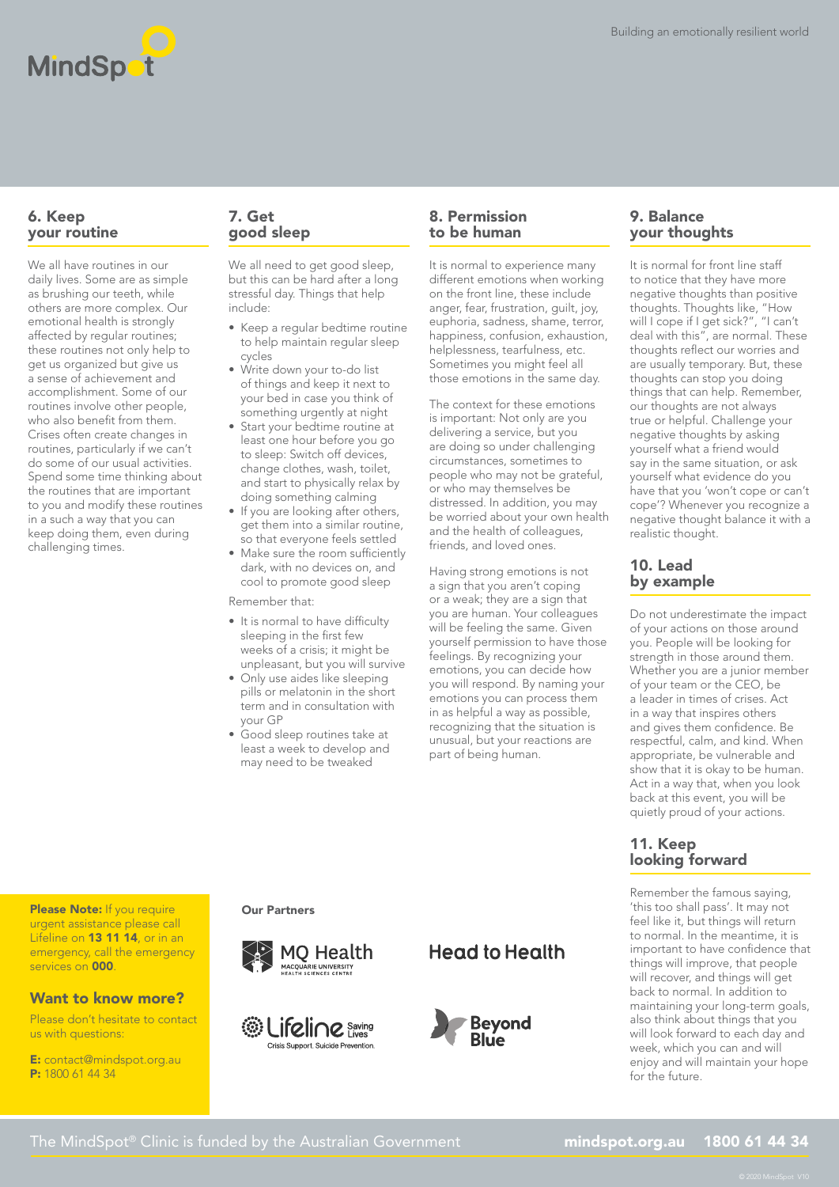## 6. Keep your routine

We all have routines in our daily lives. Some are as simple as brushing our teeth, while others are more complex. Our emotional health is strongly affected by regular routines; these routines not only help to get us organized but give us a sense of achievement and accomplishment. Some of our routines involve other people, who also benefit from them. Crises often create changes in routines, particularly if we can't do some of our usual activities. Spend some time thinking about the routines that are important to you and modify these routines in a such a way that you can keep doing them, even during challenging times.

## 7. Get good sleep

We all need to get good sleep, but this can be hard after a long stressful day. Things that help include:

- Keep a regular bedtime routine to help maintain regular sleep cycles
- Write down your to-do list of things and keep it next to your bed in case you think of something urgently at night
- Start your bedtime routine at least one hour before you go to sleep: Switch off devices, change clothes, wash, toilet, and start to physically relax by doing something calming
- If you are looking after others, get them into a similar routine, so that everyone feels settled
- Make sure the room sufficiently dark, with no devices on, and cool to promote good sleep

Remember that:

- It is normal to have difficulty sleeping in the first few weeks of a crisis; it might be unpleasant, but you will survive
- Only use aides like sleeping pills or melatonin in the short term and in consultation with your GP
- Good sleep routines take at least a week to develop and may need to be tweaked

## 8. Permission to be human

It is normal to experience many different emotions when working on the front line, these include anger, fear, frustration, guilt, joy, euphoria, sadness, shame, terror, happiness, confusion, exhaustion, helplessness, tearfulness, etc. Sometimes you might feel all those emotions in the same day.

The context for these emotions is important: Not only are you delivering a service, but you are doing so under challenging circumstances, sometimes to people who may not be grateful, or who may themselves be distressed. In addition, you may be worried about your own health and the health of colleagues, friends, and loved ones.

Having strong emotions is not a sign that you aren't coping or a weak; they are a sign that you are human. Your colleagues will be feeling the same. Given yourself permission to have those feelings. By recognizing your emotions, you can decide how you will respond. By naming your emotions you can process them in as helpful a way as possible, recognizing that the situation is unusual, but your reactions are part of being human.

## 9. Balance your thoughts

It is normal for front line staff to notice that they have more negative thoughts than positive thoughts. Thoughts like, "How will I cope if I get sick?", "I can't deal with this", are normal. These thoughts reflect our worries and are usually temporary. But, these thoughts can stop you doing things that can help. Remember, our thoughts are not always true or helpful. Challenge your negative thoughts by asking yourself what a friend would say in the same situation, or ask yourself what evidence do you have that you 'won't cope or can't cope'? Whenever you recognize a negative thought balance it with a realistic thought.

## 10. Lead by example

Do not underestimate the impact of your actions on those around you. People will be looking for strength in those around them. Whether you are a junior member of your team or the CEO, be a leader in times of crises. Act in a way that inspires others and gives them confidence. Be respectful, calm, and kind. When appropriate, be vulnerable and show that it is okay to be human. Act in a way that, when you look back at this event, you will be quietly proud of your actions.

## 11. Keep looking forward

Remember the famous saying, 'this too shall pass'. It may not feel like it, but things will return to normal. In the meantime, it is important to have confidence that things will improve, that people will recover, and things will get back to normal. In addition to maintaining your long-term goals, also think about things that you will look forward to each day and week, which you can and will enjoy and will maintain your hope for the future.

**Please Note:** If you require urgent assistance please call Lifeline on **13 11 14**, or in an emergency, call the emergency services on **000**.

## Want to know more?

Please don't hesitate to contact us with questions:

**E:** contact@mindspot.org.au
**P:** 1800 61 44 34

**Our Partners**

MQ Health — Macquarie University Health Sciences Centre

Head to Health

Lifeline — Saving Lives — Crisis Support. Suicide Prevention.

Beyond Blue

The MindSpot® Clinic is funded by the Australian Government **mindspot.org.au 1800 61 44 34**

© 2020 MindSpot V10